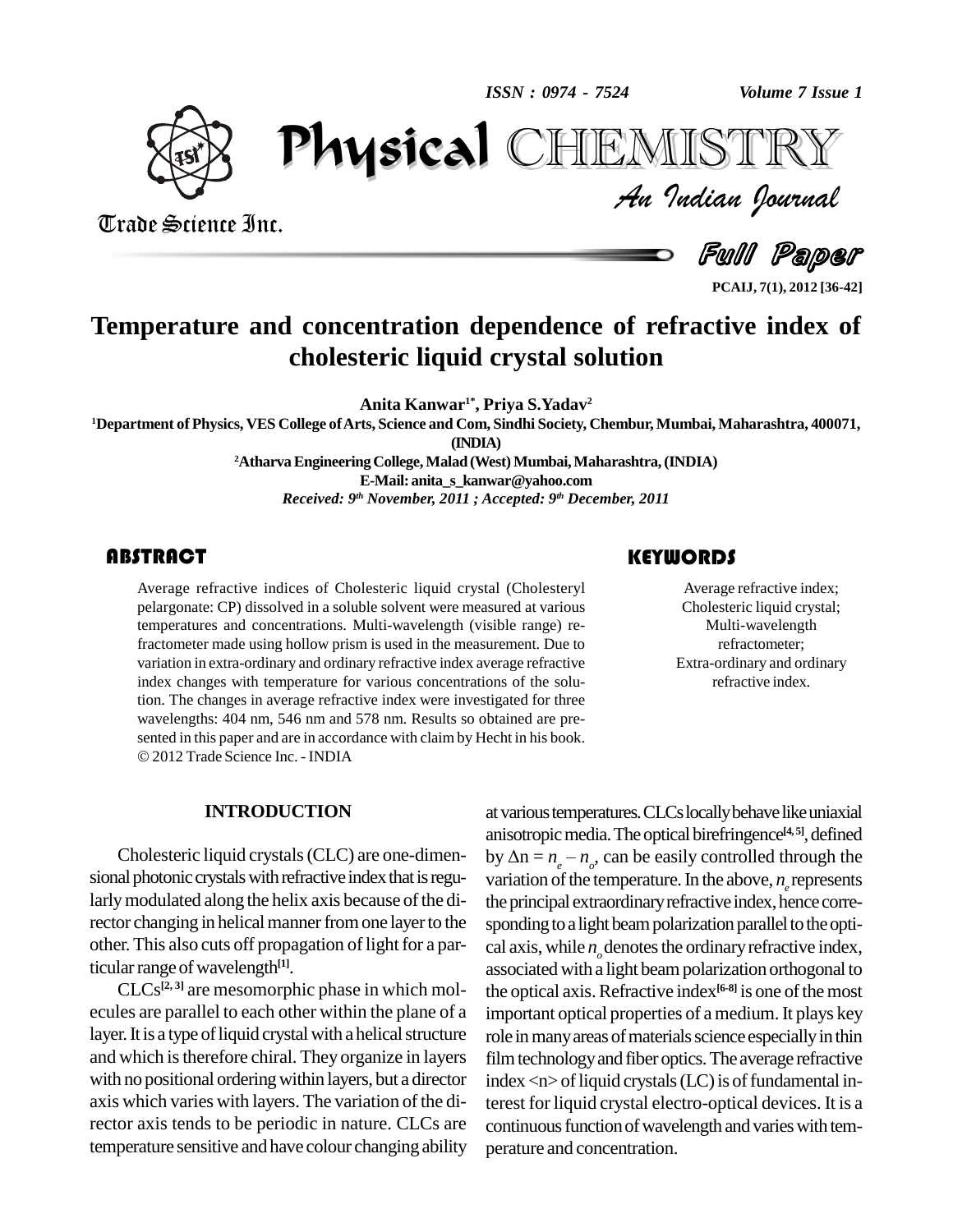# Temperature and concentration dependence of refractive index of cholesteric liquid crystal solution

**Anita Kanwar[1*], Priya S.Yadav[2]**

[1]Department of Physics, VES College of Arts, Science and Com, Sindhi Society, Chembur, Mumbai, Maharashtra, 400071, (INDIA)

[2]Atharva Engineering College, Malad (West) Mumbai, Maharashtra, (INDIA)

E-Mail: anita_s_kanwar@yahoo.com

*Received: 9th November, 2011 ; Accepted: 9th December, 2011*

## ABSTRACT

Average refractive indices of Cholesteric liquid crystal (Cholesteryl pelargonate: CP) dissolved in a soluble solvent were measured at various temperatures and concentrations. Multi-wavelength (visible range) refractometer made using hollow prism is used in the measurement. Due to variation in extra-ordinary and ordinary refractive index average refractive index changes with temperature for various concentrations of the solution. The changes in average refractive index were investigated for three wavelengths: 404 nm, 546 nm and 578 nm. Results so obtained are presented in this paper and are in accordance with claim by Hecht in his book.
© 2012 Trade Science Inc. - INDIA

## KEYWORDS

Average refractive index;
Cholesteric liquid crystal;
Multi-wavelength refractometer;
Extra-ordinary and ordinary refractive index.

## INTRODUCTION

Cholesteric liquid crystals (CLC) are one-dimensional photonic crystals with refractive index that is regularly modulated along the helix axis because of the director changing in helical manner from one layer to the other. This also cuts off propagation of light for a particular range of wavelength[1].

CLCs[2, 3] are mesomorphic phase in which molecules are parallel to each other within the plane of a layer. It is a type of liquid crystal with a helical structure and which is therefore chiral. They organize in layers with no positional ordering within layers, but a director axis which varies with layers. The variation of the director axis tends to be periodic in nature. CLCs are temperature sensitive and have colour changing ability at various temperatures. CLCs locally behave like uniaxial anisotropic media. The optical birefringence[4, 5], defined by $\Delta n = n_e - n_o$, can be easily controlled through the variation of the temperature. In the above, $n_e$ represents the principal extraordinary refractive index, hence corresponding to a light beam polarization parallel to the optical axis, while $n_o$ denotes the ordinary refractive index, associated with a light beam polarization orthogonal to the optical axis. Refractive index[6-8] is one of the most important optical properties of a medium. It plays key role in many areas of materials science especially in thin film technology and fiber optics. The average refractive index <n> of liquid crystals (LC) is of fundamental interest for liquid crystal electro-optical devices. It is a continuous function of wavelength and varies with temperature and concentration.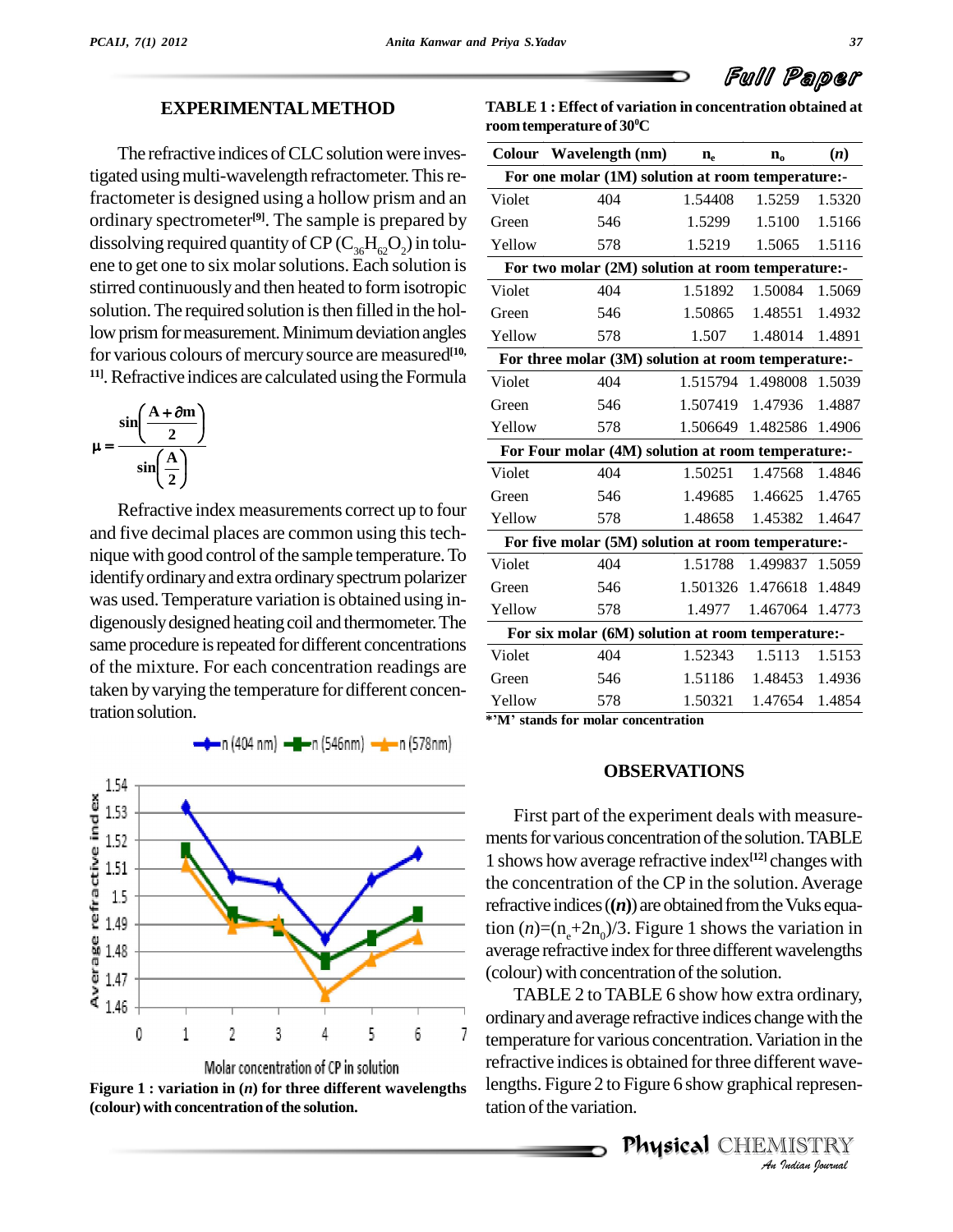## EXPERIMENTAL METHOD

The refractive indices of CLC solution were investigated using multi-wavelength refractometer. This refractometer is designed using a hollow prism and an ordinary spectrometer[9]. The sample is prepared by dissolving required quantity of CP ($C_{36}H_{62}O_2$) in toluene to get one to six molar solutions. Each solution is stirred continuously and then heated to form isotropic solution. The required solution is then filled in the hollow prism for measurement. Minimum deviation angles for various colours of mercury source are measured[10, 11]. Refractive indices are calculated using the Formula

$$\mu = \frac{\sin\left(\frac{A+\partial m}{2}\right)}{\sin\left(\frac{A}{2}\right)}$$

Refractive index measurements correct up to four and five decimal places are common using this technique with good control of the sample temperature. To identify ordinary and extra ordinary spectrum polarizer was used. Temperature variation is obtained using indigenously designed heating coil and thermometer. The same procedure is repeated for different concentrations of the mixture. For each concentration readings are taken by varying the temperature for different concentration solution.

Figure 1 : variation in ($n$) for three different wavelengths (colour) with concentration of the solution.

TABLE 1 : Effect of variation in concentration obtained at room temperature of 30$^0$C

| Colour | Wavelength (nm) | $n_e$ | $n_o$ | ($n$) |
|---|---|---|---|---|
| **For one molar (1M) solution at room temperature:-** | | | | |
| Violet | 404 | 1.54408 | 1.5259 | 1.5320 |
| Green | 546 | 1.5299 | 1.5100 | 1.5166 |
| Yellow | 578 | 1.5219 | 1.5065 | 1.5116 |
| **For two molar (2M) solution at room temperature:-** | | | | |
| Violet | 404 | 1.51892 | 1.50084 | 1.5069 |
| Green | 546 | 1.50865 | 1.48551 | 1.4932 |
| Yellow | 578 | 1.507 | 1.48014 | 1.4891 |
| **For three molar (3M) solution at room temperature:-** | | | | |
| Violet | 404 | 1.515794 | 1.498008 | 1.5039 |
| Green | 546 | 1.507419 | 1.47936 | 1.4887 |
| Yellow | 578 | 1.506649 | 1.482586 | 1.4906 |
| **For Four molar (4M) solution at room temperature:-** | | | | |
| Violet | 404 | 1.50251 | 1.47568 | 1.4846 |
| Green | 546 | 1.49685 | 1.46625 | 1.4765 |
| Yellow | 578 | 1.48658 | 1.45382 | 1.4647 |
| **For five molar (5M) solution at room temperature:-** | | | | |
| Violet | 404 | 1.51788 | 1.499837 | 1.5059 |
| Green | 546 | 1.501326 | 1.476618 | 1.4849 |
| Yellow | 578 | 1.4977 | 1.467064 | 1.4773 |
| **For six molar (6M) solution at room temperature:-** | | | | |
| Violet | 404 | 1.52343 | 1.5113 | 1.5153 |
| Green | 546 | 1.51186 | 1.48453 | 1.4936 |
| Yellow | 578 | 1.50321 | 1.47654 | 1.4854 |

***'M' stands for molar concentration**

## OBSERVATIONS

First part of the experiment deals with measurements for various concentration of the solution. TABLE 1 shows how average refractive index[12] changes with the concentration of the CP in the solution. Average refractive indices (**($n$)**) are obtained from the Vuks equation $(n)=(n_e+2n_0)/3$. Figure 1 shows the variation in average refractive index for three different wavelengths (colour) with concentration of the solution.

TABLE 2 to TABLE 6 show how extra ordinary, ordinary and average refractive indices change with the temperature for various concentration. Variation in the refractive indices is obtained for three different wavelengths. Figure 2 to Figure 6 show graphical representation of the variation.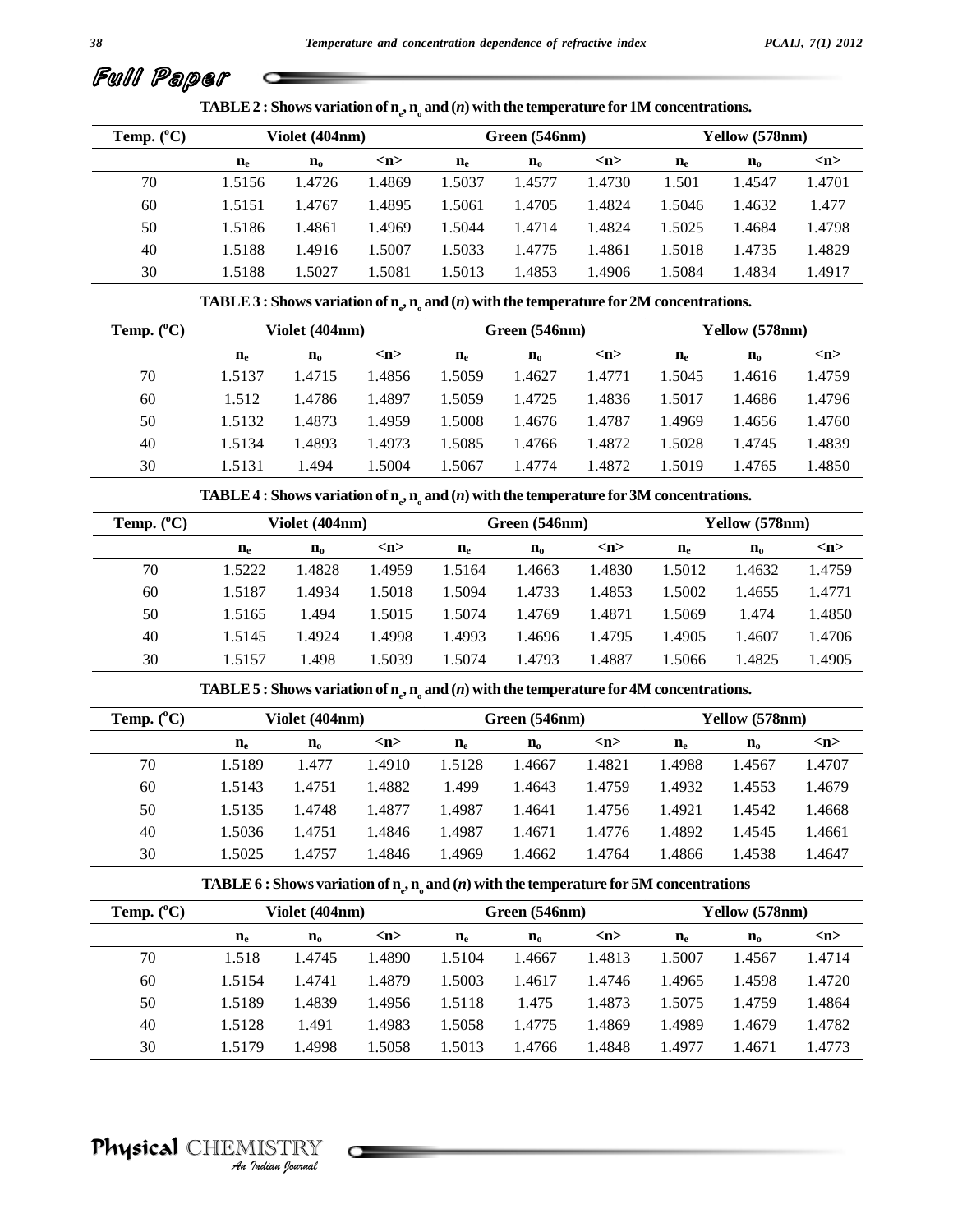**TABLE 2 : Shows variation of $n_e$, $n_o$ and ($n$) with the temperature for 1M concentrations.**

| Temp. (°C) | Violet (404nm) | | | Green (546nm) | | | Yellow (578nm) | | |
|---|---|---|---|---|---|---|---|---|---|
| | $n_e$ | $n_o$ | <n> | $n_e$ | $n_o$ | <n> | $n_e$ | $n_o$ | <n> |
| 70 | 1.5156 | 1.4726 | 1.4869 | 1.5037 | 1.4577 | 1.4730 | 1.501 | 1.4547 | 1.4701 |
| 60 | 1.5151 | 1.4767 | 1.4895 | 1.5061 | 1.4705 | 1.4824 | 1.5046 | 1.4632 | 1.477 |
| 50 | 1.5186 | 1.4861 | 1.4969 | 1.5044 | 1.4714 | 1.4824 | 1.5025 | 1.4684 | 1.4798 |
| 40 | 1.5188 | 1.4916 | 1.5007 | 1.5033 | 1.4775 | 1.4861 | 1.5018 | 1.4735 | 1.4829 |
| 30 | 1.5188 | 1.5027 | 1.5081 | 1.5013 | 1.4853 | 1.4906 | 1.5084 | 1.4834 | 1.4917 |

**TABLE 3 : Shows variation of $n_e$, $n_o$ and ($n$) with the temperature for 2M concentrations.**

| Temp. (°C) | Violet (404nm) | | | Green (546nm) | | | Yellow (578nm) | | |
|---|---|---|---|---|---|---|---|---|---|
| | $n_e$ | $n_o$ | <n> | $n_e$ | $n_o$ | <n> | $n_e$ | $n_o$ | <n> |
| 70 | 1.5137 | 1.4715 | 1.4856 | 1.5059 | 1.4627 | 1.4771 | 1.5045 | 1.4616 | 1.4759 |
| 60 | 1.512 | 1.4786 | 1.4897 | 1.5059 | 1.4725 | 1.4836 | 1.5017 | 1.4686 | 1.4796 |
| 50 | 1.5132 | 1.4873 | 1.4959 | 1.5008 | 1.4676 | 1.4787 | 1.4969 | 1.4656 | 1.4760 |
| 40 | 1.5134 | 1.4893 | 1.4973 | 1.5085 | 1.4766 | 1.4872 | 1.5028 | 1.4745 | 1.4839 |
| 30 | 1.5131 | 1.494 | 1.5004 | 1.5067 | 1.4774 | 1.4872 | 1.5019 | 1.4765 | 1.4850 |

**TABLE 4 : Shows variation of $n_e$, $n_o$ and ($n$) with the temperature for 3M concentrations.**

| Temp. (°C) | Violet (404nm) | | | Green (546nm) | | | Yellow (578nm) | | |
|---|---|---|---|---|---|---|---|---|---|
| | $n_e$ | $n_o$ | <n> | $n_e$ | $n_o$ | <n> | $n_e$ | $n_o$ | <n> |
| 70 | 1.5222 | 1.4828 | 1.4959 | 1.5164 | 1.4663 | 1.4830 | 1.5012 | 1.4632 | 1.4759 |
| 60 | 1.5187 | 1.4934 | 1.5018 | 1.5094 | 1.4733 | 1.4853 | 1.5002 | 1.4655 | 1.4771 |
| 50 | 1.5165 | 1.494 | 1.5015 | 1.5074 | 1.4769 | 1.4871 | 1.5069 | 1.474 | 1.4850 |
| 40 | 1.5145 | 1.4924 | 1.4998 | 1.4993 | 1.4696 | 1.4795 | 1.4905 | 1.4607 | 1.4706 |
| 30 | 1.5157 | 1.498 | 1.5039 | 1.5074 | 1.4793 | 1.4887 | 1.5066 | 1.4825 | 1.4905 |

**TABLE 5 : Shows variation of $n_e$, $n_o$ and ($n$) with the temperature for 4M concentrations.**

| Temp. (°C) | Violet (404nm) | | | Green (546nm) | | | Yellow (578nm) | | |
|---|---|---|---|---|---|---|---|---|---|
| | $n_e$ | $n_o$ | <n> | $n_e$ | $n_o$ | <n> | $n_e$ | $n_o$ | <n> |
| 70 | 1.5189 | 1.477 | 1.4910 | 1.5128 | 1.4667 | 1.4821 | 1.4988 | 1.4567 | 1.4707 |
| 60 | 1.5143 | 1.4751 | 1.4882 | 1.499 | 1.4643 | 1.4759 | 1.4932 | 1.4553 | 1.4679 |
| 50 | 1.5135 | 1.4748 | 1.4877 | 1.4987 | 1.4641 | 1.4756 | 1.4921 | 1.4542 | 1.4668 |
| 40 | 1.5036 | 1.4751 | 1.4846 | 1.4987 | 1.4671 | 1.4776 | 1.4892 | 1.4545 | 1.4661 |
| 30 | 1.5025 | 1.4757 | 1.4846 | 1.4969 | 1.4662 | 1.4764 | 1.4866 | 1.4538 | 1.4647 |

**TABLE 6 : Shows variation of $n_e$, $n_o$ and ($n$) with the temperature for 5M concentrations**

| Temp. (°C) | Violet (404nm) | | | Green (546nm) | | | Yellow (578nm) | | |
|---|---|---|---|---|---|---|---|---|---|
| | $n_e$ | $n_o$ | <n> | $n_e$ | $n_o$ | <n> | $n_e$ | $n_o$ | <n> |
| 70 | 1.518 | 1.4745 | 1.4890 | 1.5104 | 1.4667 | 1.4813 | 1.5007 | 1.4567 | 1.4714 |
| 60 | 1.5154 | 1.4741 | 1.4879 | 1.5003 | 1.4617 | 1.4746 | 1.4965 | 1.4598 | 1.4720 |
| 50 | 1.5189 | 1.4839 | 1.4956 | 1.5118 | 1.475 | 1.4873 | 1.5075 | 1.4759 | 1.4864 |
| 40 | 1.5128 | 1.491 | 1.4983 | 1.5058 | 1.4775 | 1.4869 | 1.4989 | 1.4679 | 1.4782 |
| 30 | 1.5179 | 1.4998 | 1.5058 | 1.5013 | 1.4766 | 1.4848 | 1.4977 | 1.4671 | 1.4773 |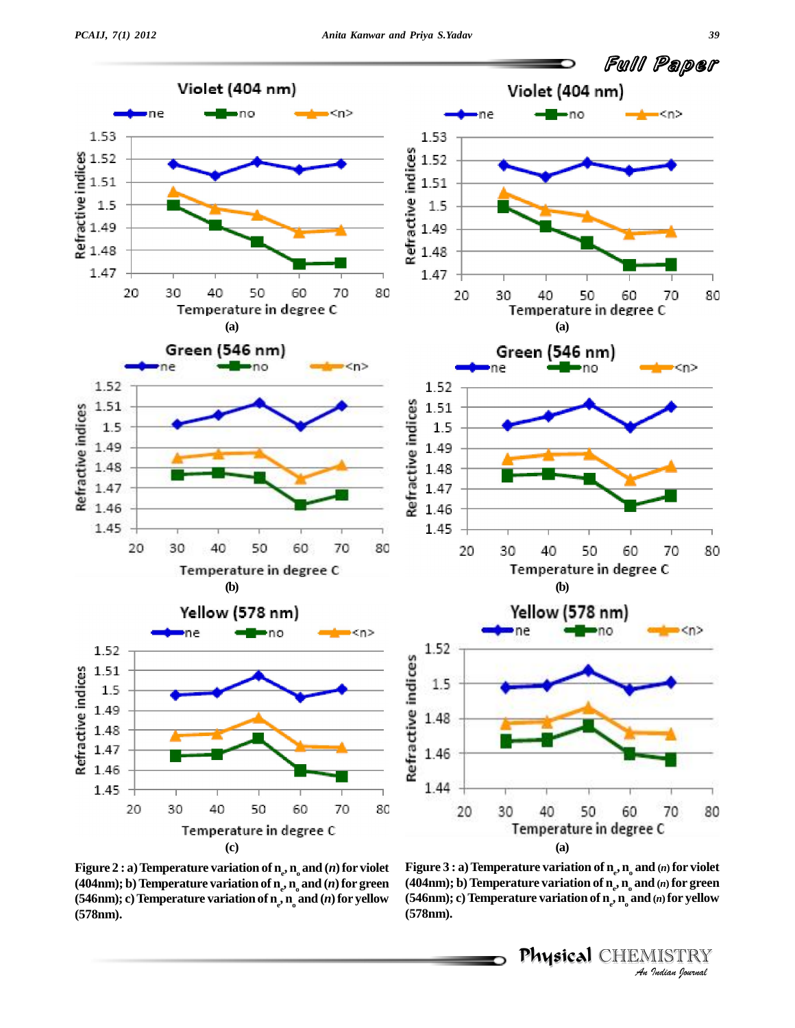Figure 2 : a) Temperature variation of $n_e$, $n_o$ and ($n$) for violet (404nm); b) Temperature variation of $n_e$, $n_o$ and ($n$) for green (546nm); c) Temperature variation of $n_e$, $n_o$ and ($n$) for yellow (578nm).

Figure 3 : a) Temperature variation of $n_e$, $n_o$ and ($n$) for violet (404nm); b) Temperature variation of $n_e$, $n_o$ and ($n$) for green (546nm); c) Temperature variation of $n_e$, $n_o$ and ($n$) for yellow (578nm).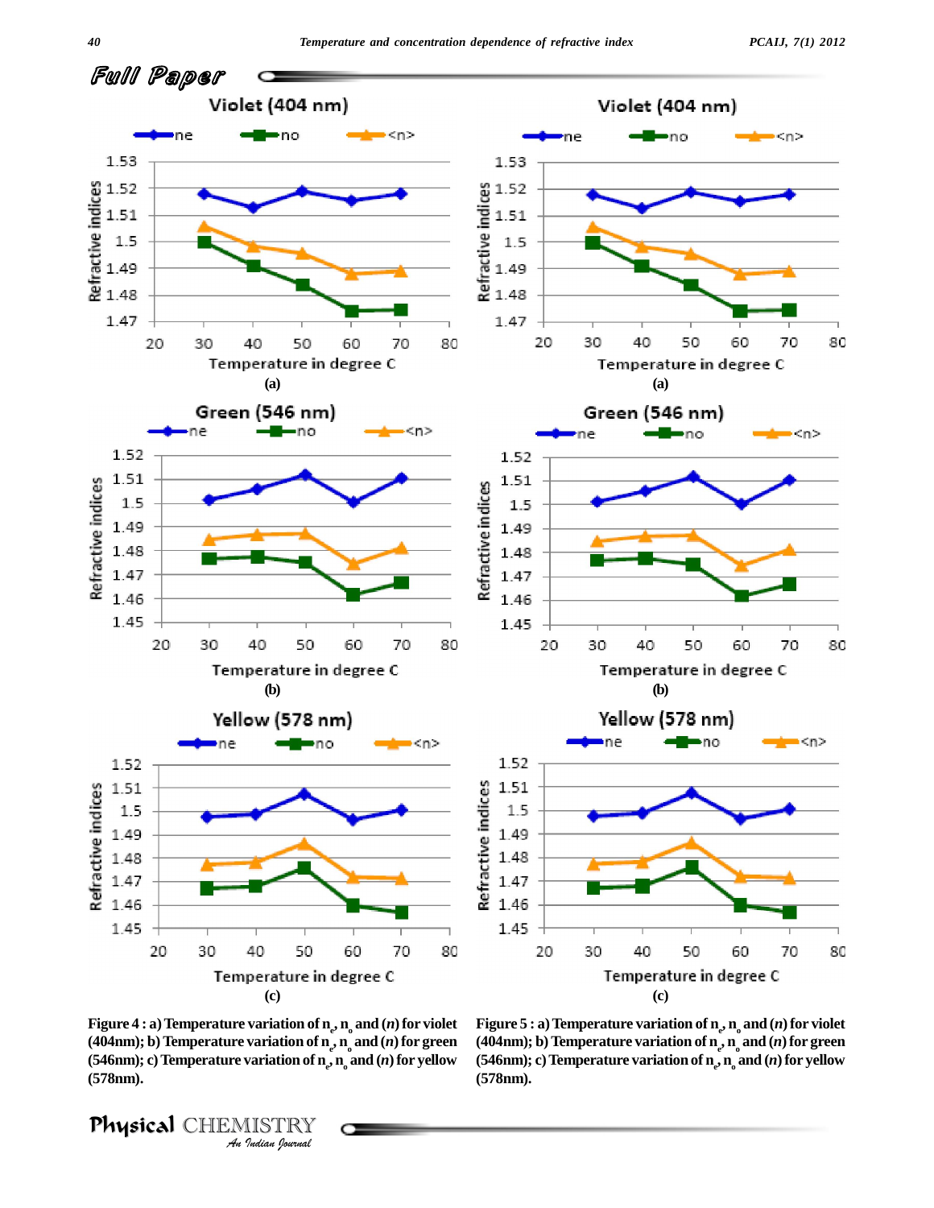Figure 4 : a) Temperature variation of $n_e$, $n_o$ and ⟨n⟩ for violet (404nm); b) Temperature variation of $n_e$, $n_o$ and ⟨n⟩ for green (546nm); c) Temperature variation of $n_e$, $n_o$ and ⟨n⟩ for yellow (578nm).

Figure 5 : a) Temperature variation of $n_e$, $n_o$ and ⟨n⟩ for violet (404nm); b) Temperature variation of $n_e$, $n_o$ and ⟨n⟩ for green (546nm); c) Temperature variation of $n_e$, $n_o$ and ⟨n⟩ for yellow (578nm).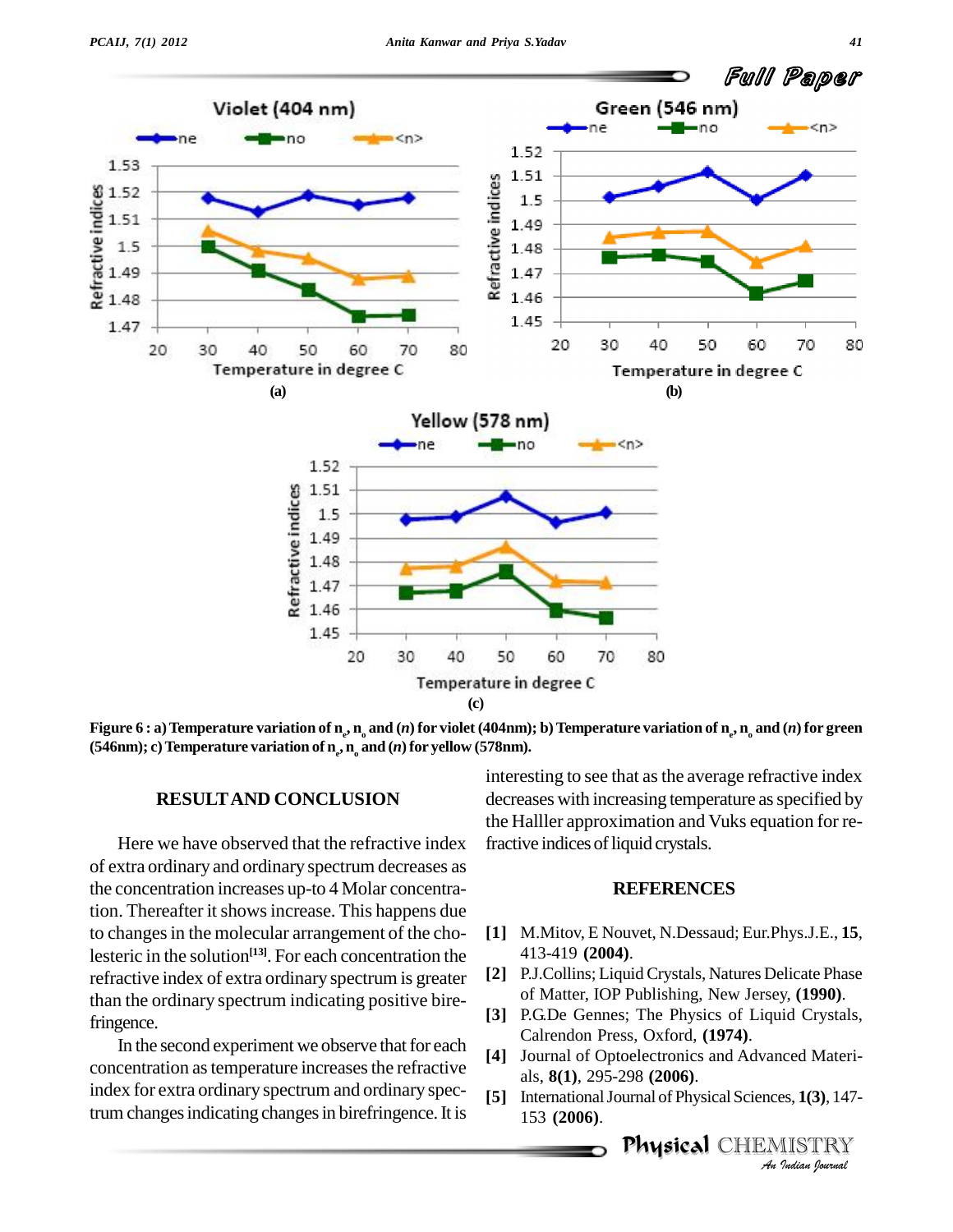Figure 6 : a) Temperature variation of $n_e$, $n_o$ and ($n$) for violet (404nm); b) Temperature variation of $n_e$, $n_o$ and ($n$) for green (546nm); c) Temperature variation of $n_e$, $n_o$ and ($n$) for yellow (578nm).

## RESULT AND CONCLUSION

Here we have observed that the refractive index of extra ordinary and ordinary spectrum decreases as the concentration increases up-to 4 Molar concentration. Thereafter it shows increase. This happens due to changes in the molecular arrangement of the cholesteric in the solution[13]. For each concentration the refractive index of extra ordinary spectrum is greater than the ordinary spectrum indicating positive birefringence.

In the second experiment we observe that for each concentration as temperature increases the refractive index for extra ordinary spectrum and ordinary spectrum changes indicating changes in birefringence. It is interesting to see that as the average refractive index decreases with increasing temperature as specified by the Halller approximation and Vuks equation for refractive indices of liquid crystals.

## REFERENCES

**[1]** M.Mitov, E Nouvet, N.Dessaud; Eur.Phys.J.E., **15**, 413-419 **(2004)**.

**[2]** P.J.Collins; Liquid Crystals, Natures Delicate Phase of Matter, IOP Publishing, New Jersey, **(1990)**.

**[3]** P.G.De Gennes; The Physics of Liquid Crystals, Calrendon Press, Oxford, **(1974)**.

**[4]** Journal of Optoelectronics and Advanced Materials, **8(1)**, 295-298 **(2006)**.

**[5]** International Journal of Physical Sciences, **1(3)**, 147-153 **(2006)**.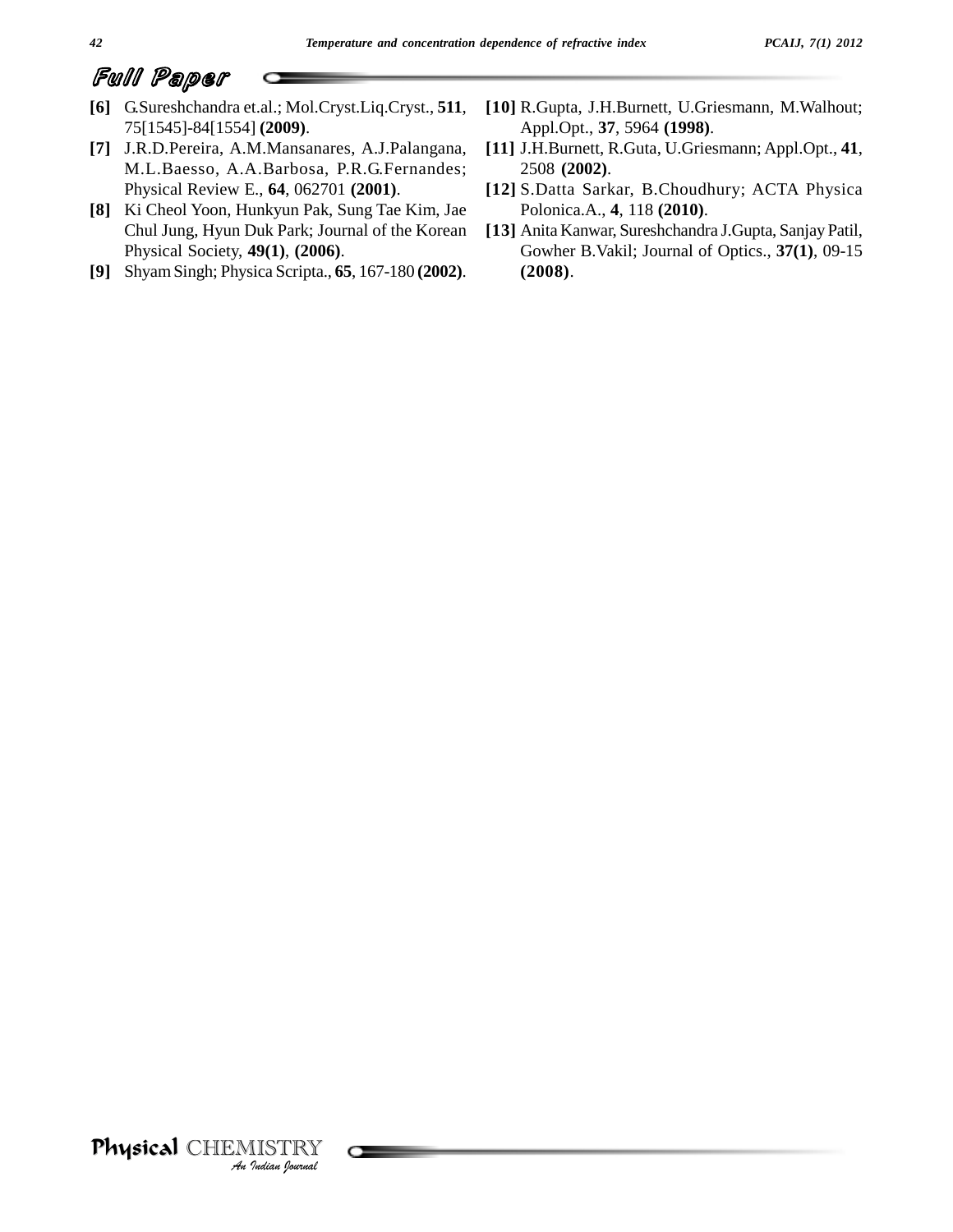- [6] G.Sureshchandra et.al.; Mol.Cryst.Liq.Cryst., **511**, 75[1545]-84[1554] **(2009)**.
- [7] J.R.D.Pereira, A.M.Mansanares, A.J.Palangana, M.L.Baesso, A.A.Barbosa, P.R.G.Fernandes; Physical Review E., **64**, 062701 **(2001)**.
- [8] Ki Cheol Yoon, Hunkyun Pak, Sung Tae Kim, Jae Chul Jung, Hyun Duk Park; Journal of the Korean Physical Society, **49(1)**, **(2006)**.
- [9] Shyam Singh; Physica Scripta., **65**, 167-180 **(2002)**.
- [10] R.Gupta, J.H.Burnett, U.Griesmann, M.Walhout; Appl.Opt., **37**, 5964 **(1998)**.
- [11] J.H.Burnett, R.Guta, U.Griesmann; Appl.Opt., **41**, 2508 **(2002)**.
- [12] S.Datta Sarkar, B.Choudhury; ACTA Physica Polonica.A., **4**, 118 **(2010)**.
- [13] Anita Kanwar, Sureshchandra J.Gupta, Sanjay Patil, Gowher B.Vakil; Journal of Optics., **37(1)**, 09-15 **(2008)**.